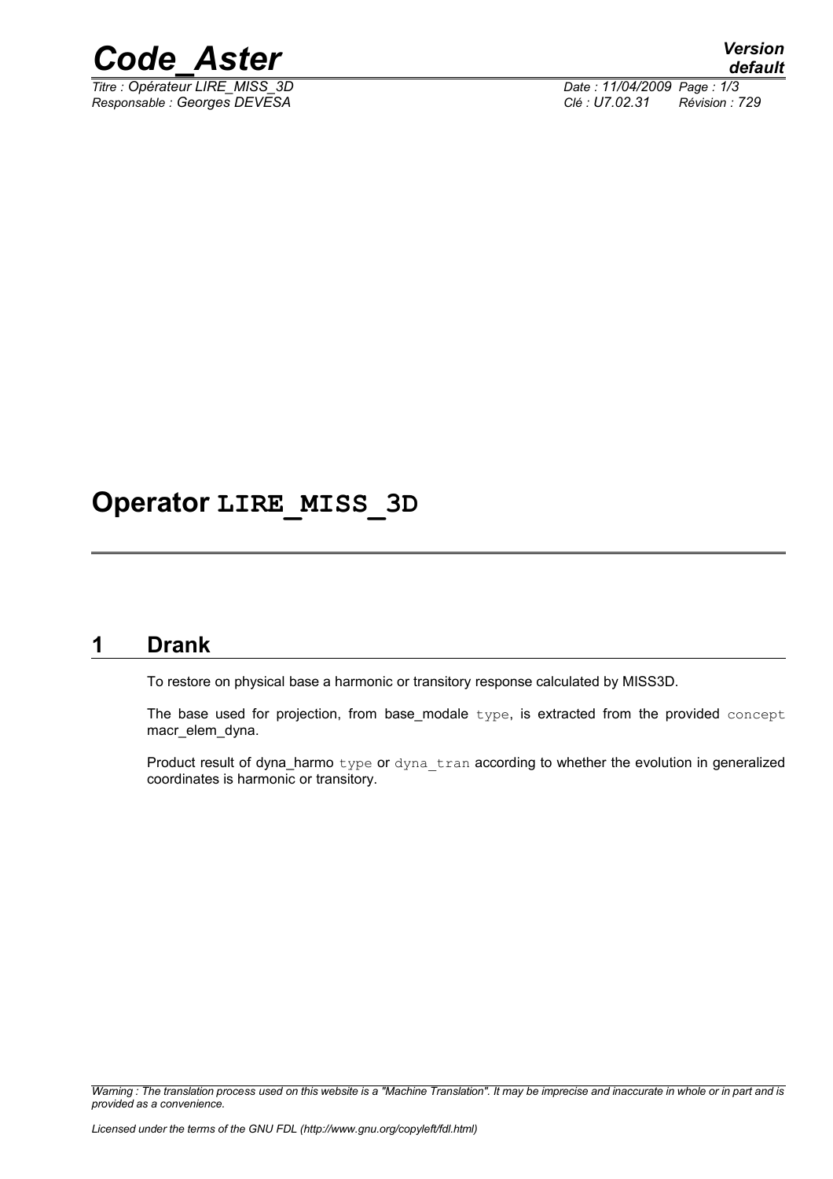# Operator LIRE_MISS_3D

## 1 Drank

To restore on physical base a harmonic or transitory response calculated by MISS3D.

The base used for projection, from base_modale type, is extracted from the provided concept macr_elem_dyna.

Product result of dyna_harmo type or dyna_tran according to whether the evolution in generalized coordinates is harmonic or transitory.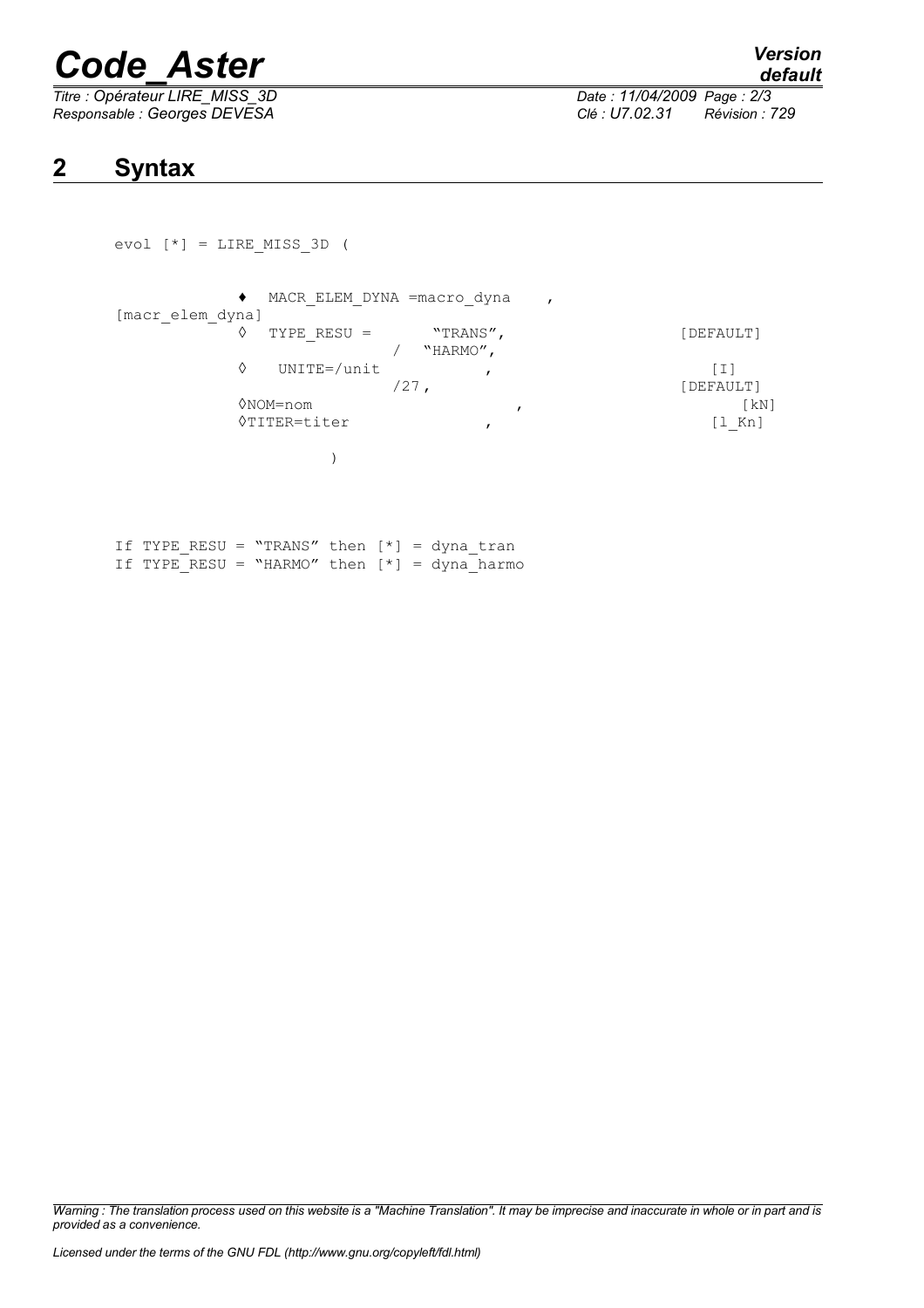## 2 Syntax

```
evol [*] = LIRE_MISS_3D (

            ♦  MACR_ELEM_DYNA =macro_dyna    ,
[macr_elem_dyna]
            ◊  TYPE_RESU =       "TRANS",                    [DEFAULT]
                             /   "HARMO",
            ◊   UNITE=/unit           ,                          [I]
                           /27,                             [DEFAULT]
            ◊NOM=nom                     ,                        [kN]
            ◊TITER=titer              ,                         [l_Kn]

                       )


If TYPE_RESU = "TRANS" then [*] = dyna_tran
If TYPE_RESU = "HARMO" then [*] = dyna_harmo
```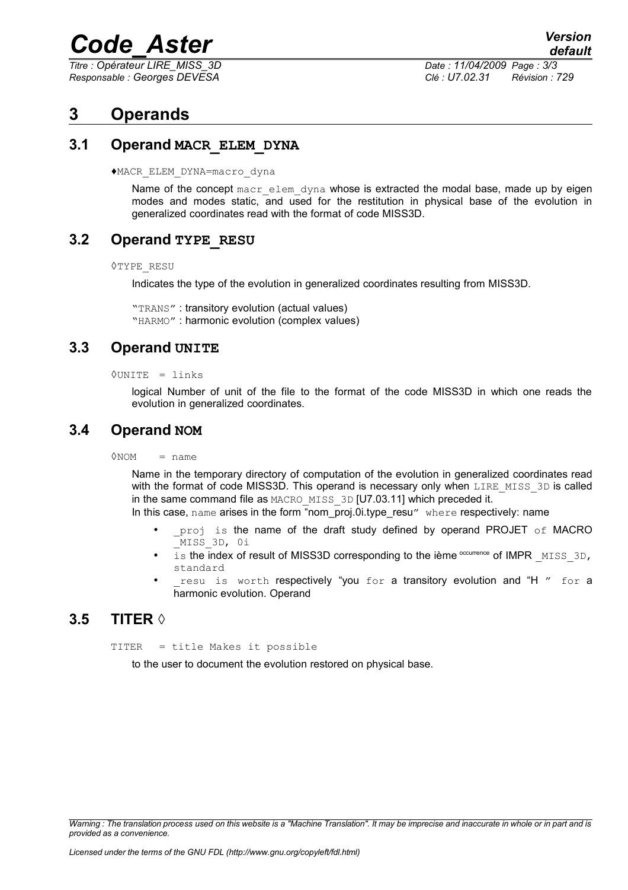# 3 Operands

## 3.1 Operand MACR_ELEM_DYNA

♦MACR_ELEM_DYNA=macro_dyna

Name of the concept macr_elem_dyna whose is extracted the modal base, made up by eigen modes and modes static, and used for the restitution in physical base of the evolution in generalized coordinates read with the format of code MISS3D.

## 3.2 Operand TYPE_RESU

◊TYPE_RESU

Indicates the type of the evolution in generalized coordinates resulting from MISS3D.

"TRANS" : transitory evolution (actual values)
"HARMO" : harmonic evolution (complex values)

## 3.3 Operand UNITE

◊UNITE = links

logical Number of unit of the file to the format of the code MISS3D in which one reads the evolution in generalized coordinates.

## 3.4 Operand NOM

◊NOM = name

Name in the temporary directory of computation of the evolution in generalized coordinates read with the format of code MISS3D. This operand is necessary only when LIRE_MISS_3D is called in the same command file as MACRO_MISS_3D [U7.03.11] which preceded it.
In this case, name arises in the form "nom_proj.0i.type_resu" where respectively: name

- _proj is the name of the draft study defined by operand PROJET of MACRO _MISS_3D, 0i
- is the index of result of MISS3D corresponding to the ième occurrence of IMPR _MISS_3D, standard
- _resu is worth respectively "you for a transitory evolution and "H " for a harmonic evolution. Operand

## 3.5 TITER ◊

TITER = title Makes it possible

to the user to document the evolution restored on physical base.